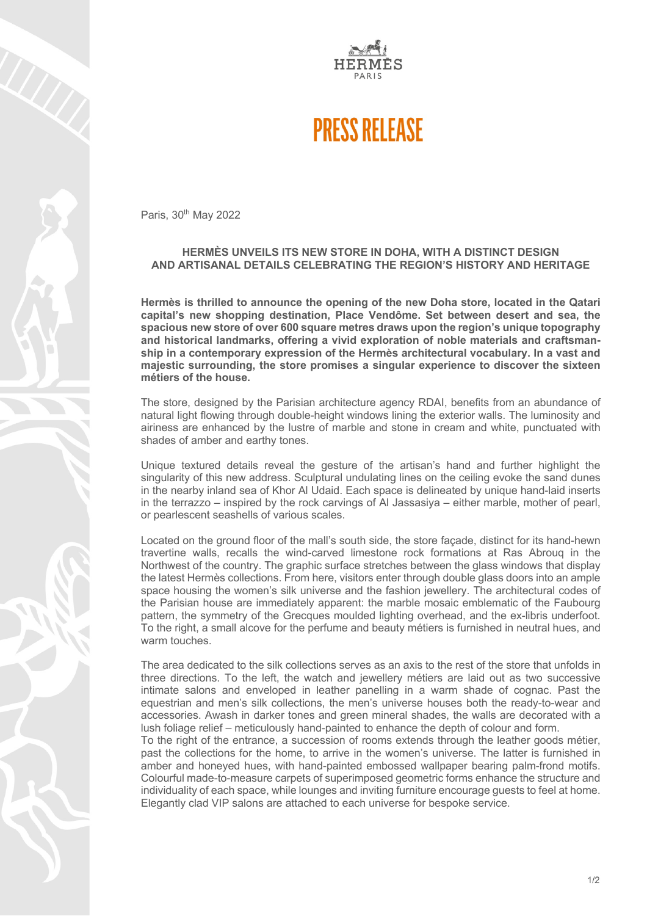HERMÈS PARIS

# PRESS RELEASE

Paris, 30th May 2022

## HERMÈS UNVEILS ITS NEW STORE IN DOHA, WITH A DISTINCT DESIGN AND ARTISANAL DETAILS CELEBRATING THE REGION'S HISTORY AND HERITAGE

**Hermès is thrilled to announce the opening of the new Doha store, located in the Qatari capital's new shopping destination, Place Vendôme. Set between desert and sea, the spacious new store of over 600 square metres draws upon the region's unique topography and historical landmarks, offering a vivid exploration of noble materials and craftsmanship in a contemporary expression of the Hermès architectural vocabulary. In a vast and majestic surrounding, the store promises a singular experience to discover the sixteen métiers of the house.**

The store, designed by the Parisian architecture agency RDAI, benefits from an abundance of natural light flowing through double-height windows lining the exterior walls. The luminosity and airiness are enhanced by the lustre of marble and stone in cream and white, punctuated with shades of amber and earthy tones.

Unique textured details reveal the gesture of the artisan's hand and further highlight the singularity of this new address. Sculptural undulating lines on the ceiling evoke the sand dunes in the nearby inland sea of Khor Al Udaid. Each space is delineated by unique hand-laid inserts in the terrazzo – inspired by the rock carvings of Al Jassasiya – either marble, mother of pearl, or pearlescent seashells of various scales.

Located on the ground floor of the mall's south side, the store façade, distinct for its hand-hewn travertine walls, recalls the wind-carved limestone rock formations at Ras Abrouq in the Northwest of the country. The graphic surface stretches between the glass windows that display the latest Hermès collections. From here, visitors enter through double glass doors into an ample space housing the women's silk universe and the fashion jewellery. The architectural codes of the Parisian house are immediately apparent: the marble mosaic emblematic of the Faubourg pattern, the symmetry of the Grecques moulded lighting overhead, and the ex-libris underfoot. To the right, a small alcove for the perfume and beauty métiers is furnished in neutral hues, and warm touches.

The area dedicated to the silk collections serves as an axis to the rest of the store that unfolds in three directions. To the left, the watch and jewellery métiers are laid out as two successive intimate salons and enveloped in leather panelling in a warm shade of cognac. Past the equestrian and men's silk collections, the men's universe houses both the ready-to-wear and accessories. Awash in darker tones and green mineral shades, the walls are decorated with a lush foliage relief – meticulously hand-painted to enhance the depth of colour and form.

To the right of the entrance, a succession of rooms extends through the leather goods métier, past the collections for the home, to arrive in the women's universe. The latter is furnished in amber and honeyed hues, with hand-painted embossed wallpaper bearing palm-frond motifs. Colourful made-to-measure carpets of superimposed geometric forms enhance the structure and individuality of each space, while lounges and inviting furniture encourage guests to feel at home. Elegantly clad VIP salons are attached to each universe for bespoke service.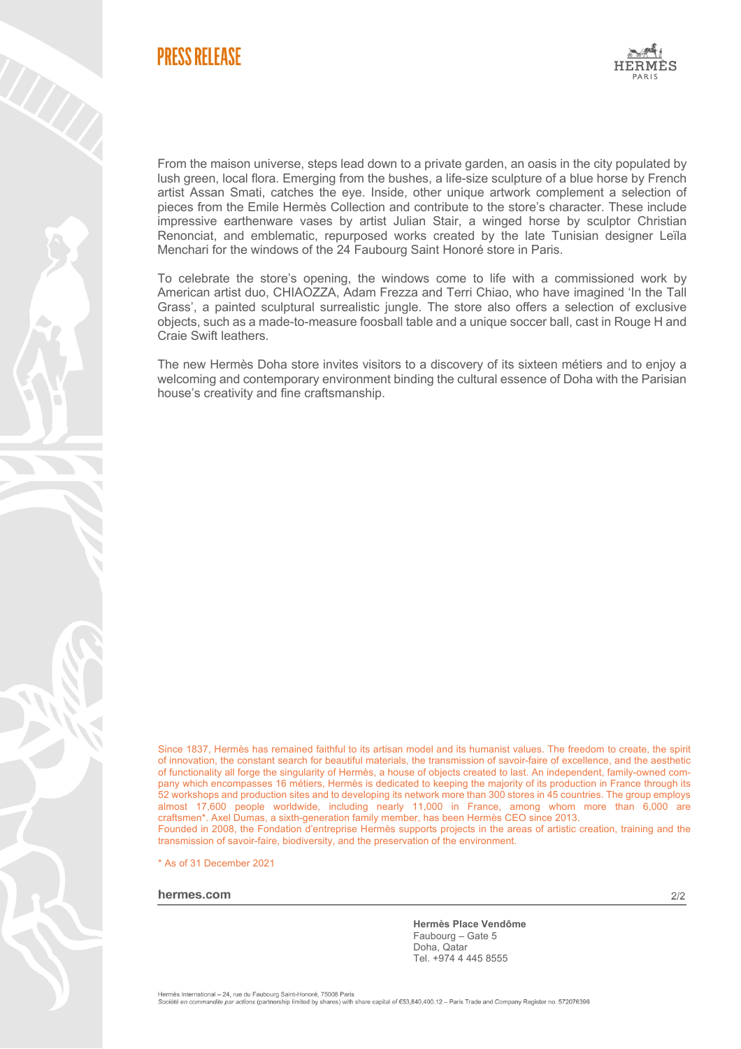From the maison universe, steps lead down to a private garden, an oasis in the city populated by lush green, local flora. Emerging from the bushes, a life-size sculpture of a blue horse by French artist Assan Smati, catches the eye. Inside, other unique artwork complement a selection of pieces from the Emile Hermès Collection and contribute to the store's character. These include impressive earthenware vases by artist Julian Stair, a winged horse by sculptor Christian Renonciat, and emblematic, repurposed works created by the late Tunisian designer Leïla Menchari for the windows of the 24 Faubourg Saint Honoré store in Paris.

To celebrate the store's opening, the windows come to life with a commissioned work by American artist duo, CHIAOZZA, Adam Frezza and Terri Chiao, who have imagined 'In the Tall Grass', a painted sculptural surrealistic jungle. The store also offers a selection of exclusive objects, such as a made-to-measure foosball table and a unique soccer ball, cast in Rouge H and Craie Swift leathers.

The new Hermès Doha store invites visitors to a discovery of its sixteen métiers and to enjoy a welcoming and contemporary environment binding the cultural essence of Doha with the Parisian house's creativity and fine craftsmanship.

Since 1837, Hermès has remained faithful to its artisan model and its humanist values. The freedom to create, the spirit of innovation, the constant search for beautiful materials, the transmission of savoir-faire of excellence, and the aesthetic of functionality all forge the singularity of Hermès, a house of objects created to last. An independent, family-owned company which encompasses 16 métiers, Hermès is dedicated to keeping the majority of its production in France through its 52 workshops and production sites and to developing its network more than 300 stores in 45 countries. The group employs almost 17,600 people worldwide, including nearly 11,000 in France, among whom more than 6,000 are craftsmen*. Axel Dumas, a sixth-generation family member, has been Hermès CEO since 2013.
Founded in 2008, the Fondation d'entreprise Hermès supports projects in the areas of artistic creation, training and the transmission of savoir-faire, biodiversity, and the preservation of the environment.

* As of 31 December 2021

**hermes.com**

**Hermès Place Vendôme**
Faubourg – Gate 5
Doha, Qatar
Tel. +974 4 445 8555

Hermès International – 24, rue du Faubourg Saint-Honoré, 75008 Paris
*Société en commandite par actions* (partnership limited by shares) with share capital of €53,840,400.12 – Paris Trade and Company Register no. 572076396